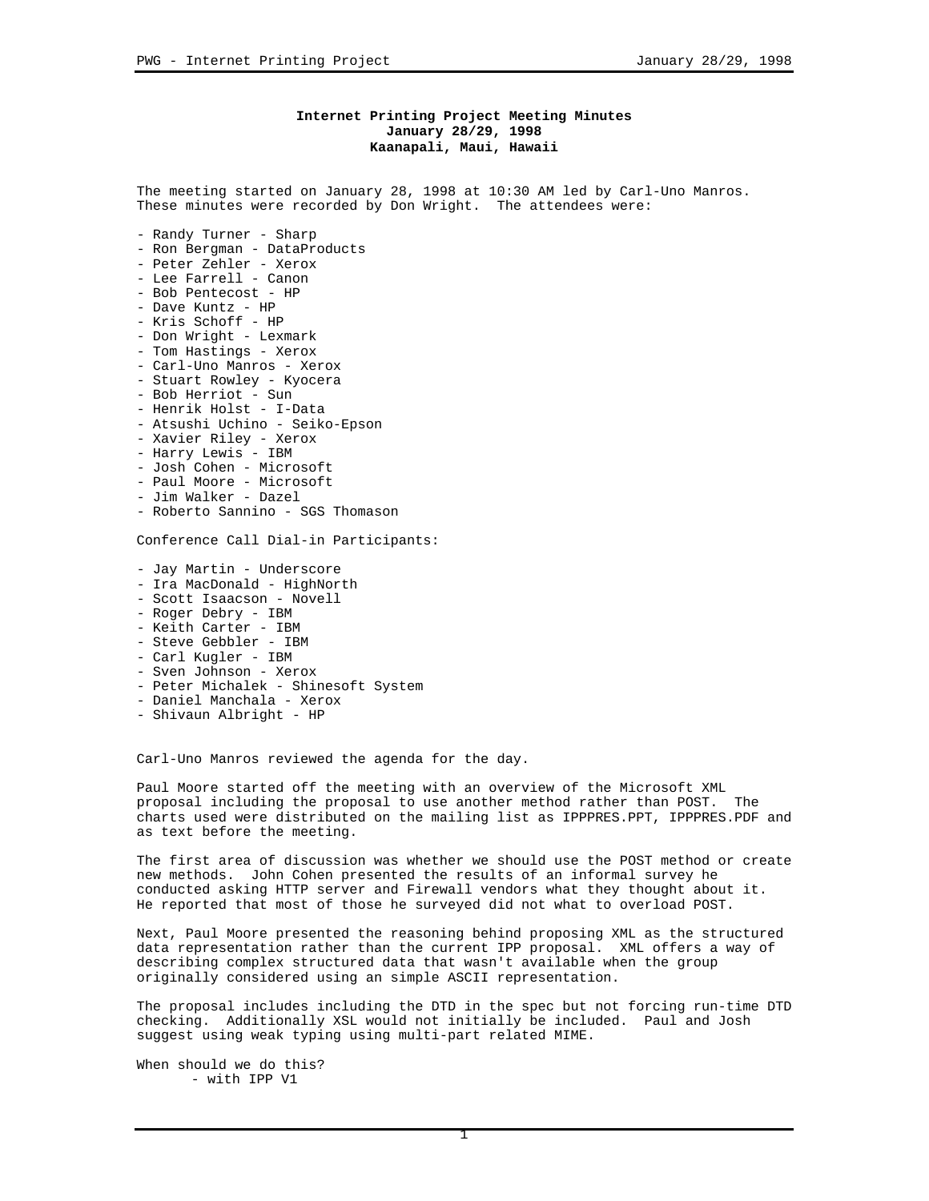# Internet Printing Project Meeting Minutes
## January 28/29, 1998
## Kaanapali, Maui, Hawaii

The meeting started on January 28, 1998 at 10:30 AM led by Carl-Uno Manros. These minutes were recorded by Don Wright. The attendees were:

- Randy Turner - Sharp
- Ron Bergman - DataProducts
- Peter Zehler - Xerox
- Lee Farrell - Canon
- Bob Pentecost - HP
- Dave Kuntz - HP
- Kris Schoff - HP
- Don Wright - Lexmark
- Tom Hastings - Xerox
- Carl-Uno Manros - Xerox
- Stuart Rowley - Kyocera
- Bob Herriot - Sun
- Henrik Holst - I-Data
- Atsushi Uchino - Seiko-Epson
- Xavier Riley - Xerox
- Harry Lewis - IBM
- Josh Cohen - Microsoft
- Paul Moore - Microsoft
- Jim Walker - Dazel
- Roberto Sannino - SGS Thomason

Conference Call Dial-in Participants:

- Jay Martin - Underscore
- Ira MacDonald - HighNorth
- Scott Isaacson - Novell
- Roger Debry - IBM
- Keith Carter - IBM
- Steve Gebbler - IBM
- Carl Kugler - IBM
- Sven Johnson - Xerox
- Peter Michalek - Shinesoft System
- Daniel Manchala - Xerox
- Shivaun Albright - HP

Carl-Uno Manros reviewed the agenda for the day.

Paul Moore started off the meeting with an overview of the Microsoft XML proposal including the proposal to use another method rather than POST. The charts used were distributed on the mailing list as IPPPRES.PPT, IPPPRES.PDF and as text before the meeting.

The first area of discussion was whether we should use the POST method or create new methods. John Cohen presented the results of an informal survey he conducted asking HTTP server and Firewall vendors what they thought about it. He reported that most of those he surveyed did not what to overload POST.

Next, Paul Moore presented the reasoning behind proposing XML as the structured data representation rather than the current IPP proposal. XML offers a way of describing complex structured data that wasn't available when the group originally considered using an simple ASCII representation.

The proposal includes including the DTD in the spec but not forcing run-time DTD checking. Additionally XSL would not initially be included. Paul and Josh suggest using weak typing using multi-part related MIME.

When should we do this?

- with IPP V1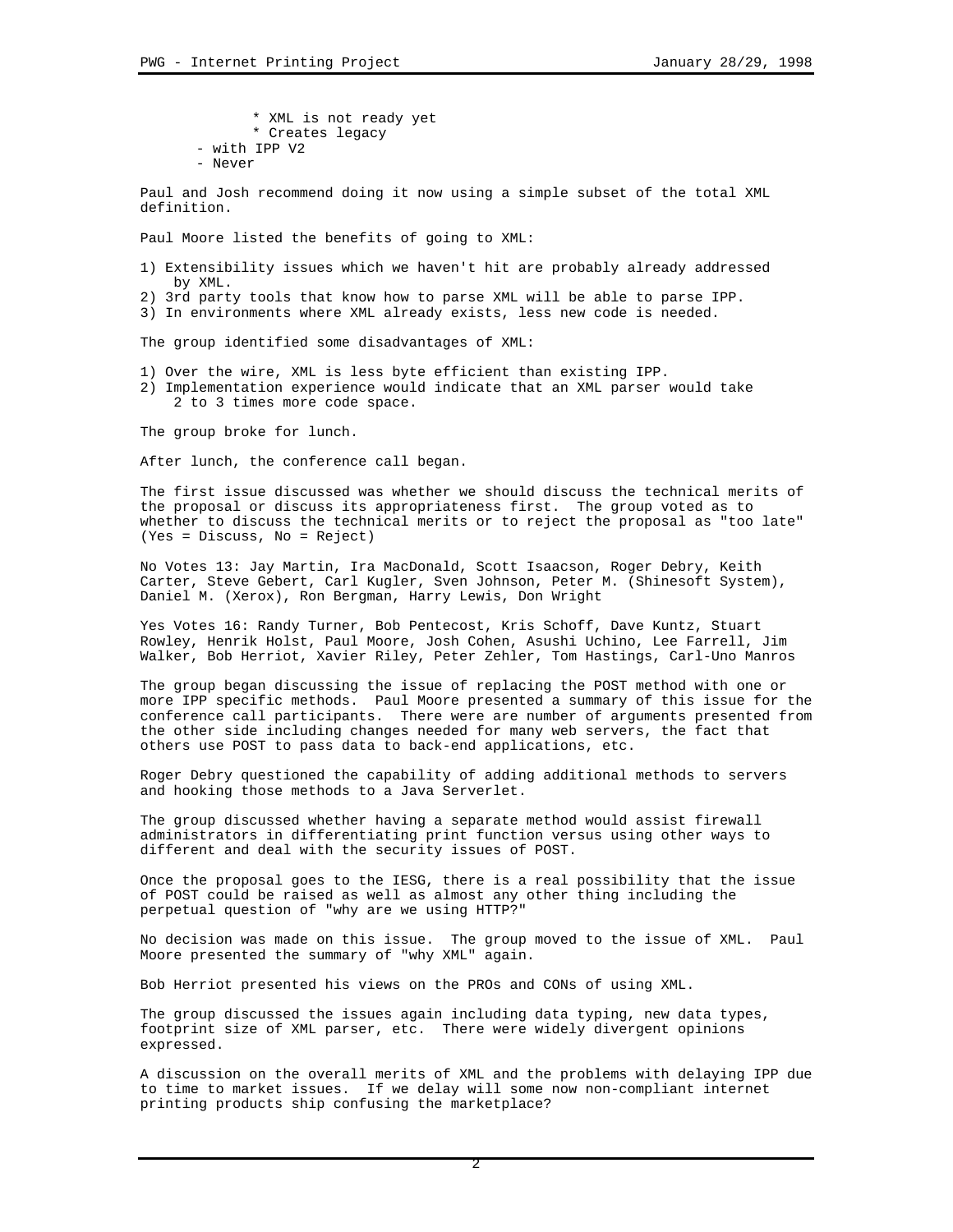* XML is not ready yet
        * Creates legacy
    - with IPP V2
    - Never

Paul and Josh recommend doing it now using a simple subset of the total XML definition.

Paul Moore listed the benefits of going to XML:

1) Extensibility issues which we haven't hit are probably already addressed by XML.
2) 3rd party tools that know how to parse XML will be able to parse IPP.
3) In environments where XML already exists, less new code is needed.

The group identified some disadvantages of XML:

1) Over the wire, XML is less byte efficient than existing IPP.
2) Implementation experience would indicate that an XML parser would take 2 to 3 times more code space.

The group broke for lunch.

After lunch, the conference call began.

The first issue discussed was whether we should discuss the technical merits of the proposal or discuss its appropriateness first. The group voted as to whether to discuss the technical merits or to reject the proposal as "too late" (Yes = Discuss, No = Reject)

No Votes 13: Jay Martin, Ira MacDonald, Scott Isaacson, Roger Debry, Keith Carter, Steve Gebert, Carl Kugler, Sven Johnson, Peter M. (Shinesoft System), Daniel M. (Xerox), Ron Bergman, Harry Lewis, Don Wright

Yes Votes 16: Randy Turner, Bob Pentecost, Kris Schoff, Dave Kuntz, Stuart Rowley, Henrik Holst, Paul Moore, Josh Cohen, Asushi Uchino, Lee Farrell, Jim Walker, Bob Herriot, Xavier Riley, Peter Zehler, Tom Hastings, Carl-Uno Manros

The group began discussing the issue of replacing the POST method with one or more IPP specific methods. Paul Moore presented a summary of this issue for the conference call participants. There were are number of arguments presented from the other side including changes needed for many web servers, the fact that others use POST to pass data to back-end applications, etc.

Roger Debry questioned the capability of adding additional methods to servers and hooking those methods to a Java Serverlet.

The group discussed whether having a separate method would assist firewall administrators in differentiating print function versus using other ways to different and deal with the security issues of POST.

Once the proposal goes to the IESG, there is a real possibility that the issue of POST could be raised as well as almost any other thing including the perpetual question of "why are we using HTTP?"

No decision was made on this issue. The group moved to the issue of XML. Paul Moore presented the summary of "why XML" again.

Bob Herriot presented his views on the PROs and CONs of using XML.

The group discussed the issues again including data typing, new data types, footprint size of XML parser, etc. There were widely divergent opinions expressed.

A discussion on the overall merits of XML and the problems with delaying IPP due to time to market issues. If we delay will some now non-compliant internet printing products ship confusing the marketplace?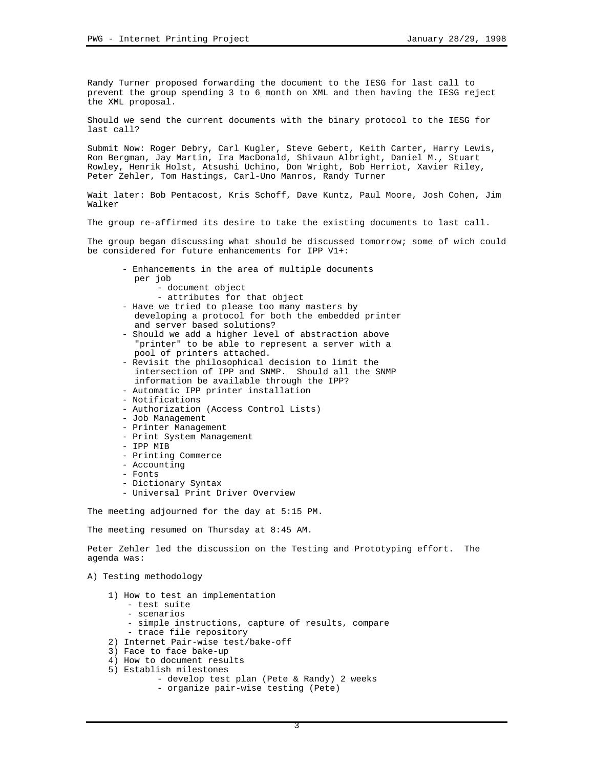Randy Turner proposed forwarding the document to the IESG for last call to prevent the group spending 3 to 6 month on XML and then having the IESG reject the XML proposal.

Should we send the current documents with the binary protocol to the IESG for last call?

Submit Now: Roger Debry, Carl Kugler, Steve Gebert, Keith Carter, Harry Lewis, Ron Bergman, Jay Martin, Ira MacDonald, Shivaun Albright, Daniel M., Stuart Rowley, Henrik Holst, Atsushi Uchino, Don Wright, Bob Herriot, Xavier Riley, Peter Zehler, Tom Hastings, Carl-Uno Manros, Randy Turner

Wait later: Bob Pentacost, Kris Schoff, Dave Kuntz, Paul Moore, Josh Cohen, Jim Walker

The group re-affirmed its desire to take the existing documents to last call.

The group began discussing what should be discussed tomorrow; some of wich could be considered for future enhancements for IPP V1+:

- Enhancements in the area of multiple documents per job
    - document object
    - attributes for that object
- Have we tried to please too many masters by developing a protocol for both the embedded printer and server based solutions?
- Should we add a higher level of abstraction above "printer" to be able to represent a server with a pool of printers attached.
- Revisit the philosophical decision to limit the intersection of IPP and SNMP. Should all the SNMP information be available through the IPP?
- Automatic IPP printer installation
- Notifications
- Authorization (Access Control Lists)
- Job Management
- Printer Management
- Print System Management
- IPP MIB
- Printing Commerce
- Accounting
- Fonts
- Dictionary Syntax
- Universal Print Driver Overview

The meeting adjourned for the day at 5:15 PM.

The meeting resumed on Thursday at 8:45 AM.

Peter Zehler led the discussion on the Testing and Prototyping effort. The agenda was:

A) Testing methodology

1) How to test an implementation
    - test suite
    - scenarios
    - simple instructions, capture of results, compare
    - trace file repository
2) Internet Pair-wise test/bake-off
3) Face to face bake-up
4) How to document results
5) Establish milestones
    - develop test plan (Pete & Randy) 2 weeks
    - organize pair-wise testing (Pete)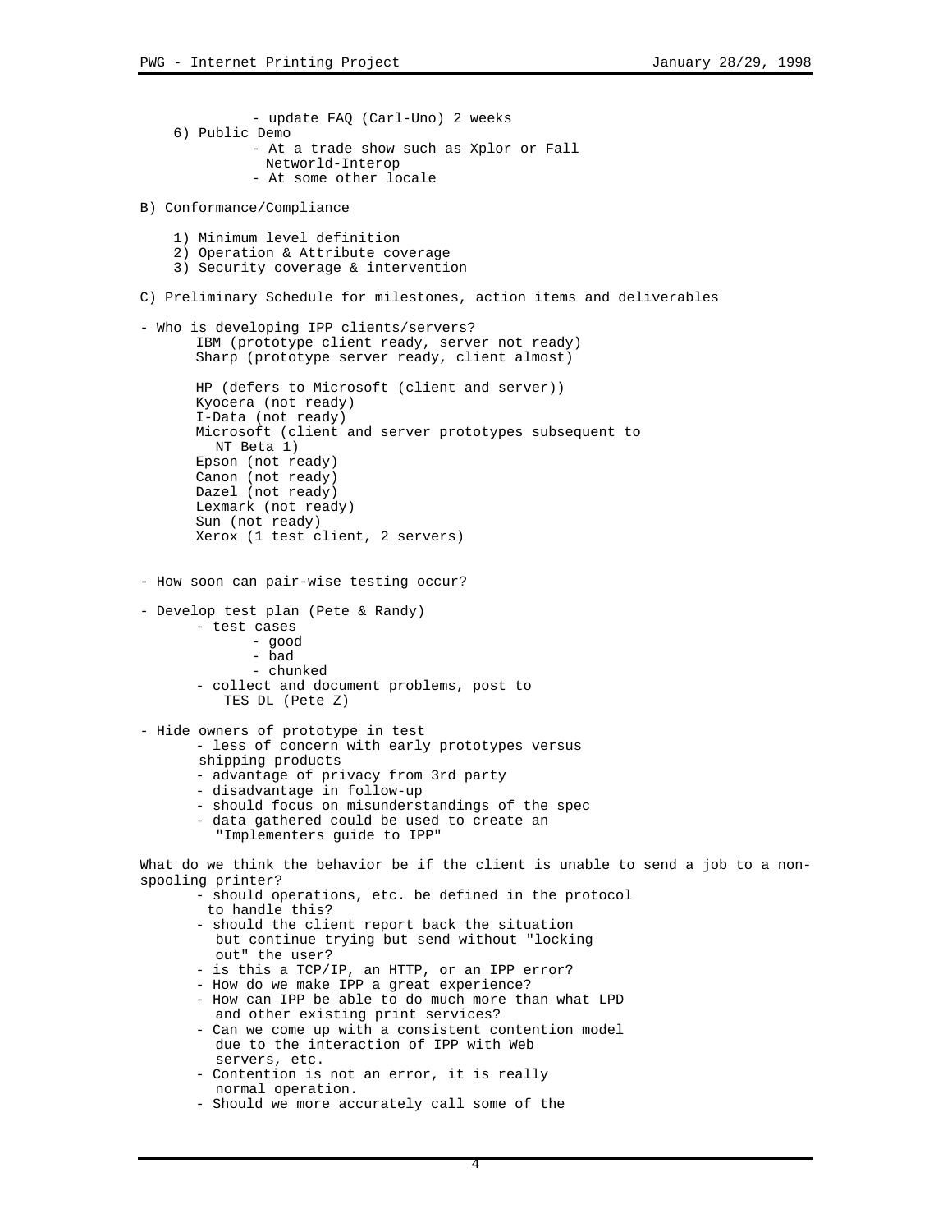- update FAQ (Carl-Uno) 2 weeks

6) Public Demo
   - At a trade show such as Xplor or Fall Networld-Interop
   - At some other locale

B) Conformance/Compliance

1) Minimum level definition
2) Operation & Attribute coverage
3) Security coverage & intervention

C) Preliminary Schedule for milestones, action items and deliverables

- Who is developing IPP clients/servers?
  - IBM (prototype client ready, server not ready)
  - Sharp (prototype server ready, client almost)
  - HP (defers to Microsoft (client and server))
  - Kyocera (not ready)
  - I-Data (not ready)
  - Microsoft (client and server prototypes subsequent to NT Beta 1)
  - Epson (not ready)
  - Canon (not ready)
  - Dazel (not ready)
  - Lexmark (not ready)
  - Sun (not ready)
  - Xerox (1 test client, 2 servers)

- How soon can pair-wise testing occur?

- Develop test plan (Pete & Randy)
  - test cases
    - good
    - bad
    - chunked
  - collect and document problems, post to TES DL (Pete Z)

- Hide owners of prototype in test
  - less of concern with early prototypes versus shipping products
  - advantage of privacy from 3rd party
  - disadvantage in follow-up
  - should focus on misunderstandings of the spec
  - data gathered could be used to create an "Implementers guide to IPP"

What do we think the behavior be if the client is unable to send a job to a non-spooling printer?

- should operations, etc. be defined in the protocol to handle this?
- should the client report back the situation but continue trying but send without "locking out" the user?
- is this a TCP/IP, an HTTP, or an IPP error?
- How do we make IPP a great experience?
- How can IPP be able to do much more than what LPD and other existing print services?
- Can we come up with a consistent contention model due to the interaction of IPP with Web servers, etc.
- Contention is not an error, it is really normal operation.
- Should we more accurately call some of the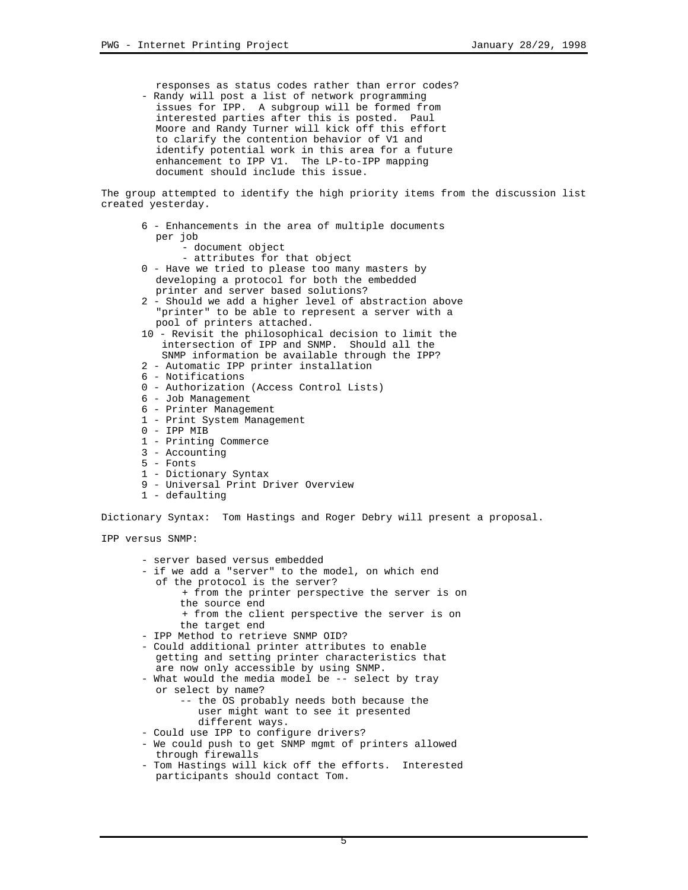responses as status codes rather than error codes?

- Randy will post a list of network programming issues for IPP. A subgroup will be formed from interested parties after this is posted. Paul Moore and Randy Turner will kick off this effort to clarify the contention behavior of V1 and identify potential work in this area for a future enhancement to IPP V1. The LP-to-IPP mapping document should include this issue.

The group attempted to identify the high priority items from the discussion list created yesterday.

- 6 - Enhancements in the area of multiple documents per job
  - document object
  - attributes for that object
- 0 - Have we tried to please too many masters by developing a protocol for both the embedded printer and server based solutions?
- 2 - Should we add a higher level of abstraction above "printer" to be able to represent a server with a pool of printers attached.
- 10 - Revisit the philosophical decision to limit the intersection of IPP and SNMP. Should all the SNMP information be available through the IPP?
- 2 - Automatic IPP printer installation
- 6 - Notifications
- 0 - Authorization (Access Control Lists)
- 6 - Job Management
- 6 - Printer Management
- 1 - Print System Management
- 0 - IPP MIB
- 1 - Printing Commerce
- 3 - Accounting
- 5 - Fonts
- 1 - Dictionary Syntax
- 9 - Universal Print Driver Overview
- 1 - defaulting

Dictionary Syntax: Tom Hastings and Roger Debry will present a proposal.

IPP versus SNMP:

- server based versus embedded
- if we add a "server" to the model, on which end of the protocol is the server?
  + from the printer perspective the server is on the source end
  + from the client perspective the server is on the target end
- IPP Method to retrieve SNMP OID?
- Could additional printer attributes to enable getting and setting printer characteristics that are now only accessible by using SNMP.
- What would the media model be -- select by tray or select by name?
  -- the OS probably needs both because the user might want to see it presented different ways.
- Could use IPP to configure drivers?
- We could push to get SNMP mgmt of printers allowed through firewalls
- Tom Hastings will kick off the efforts. Interested participants should contact Tom.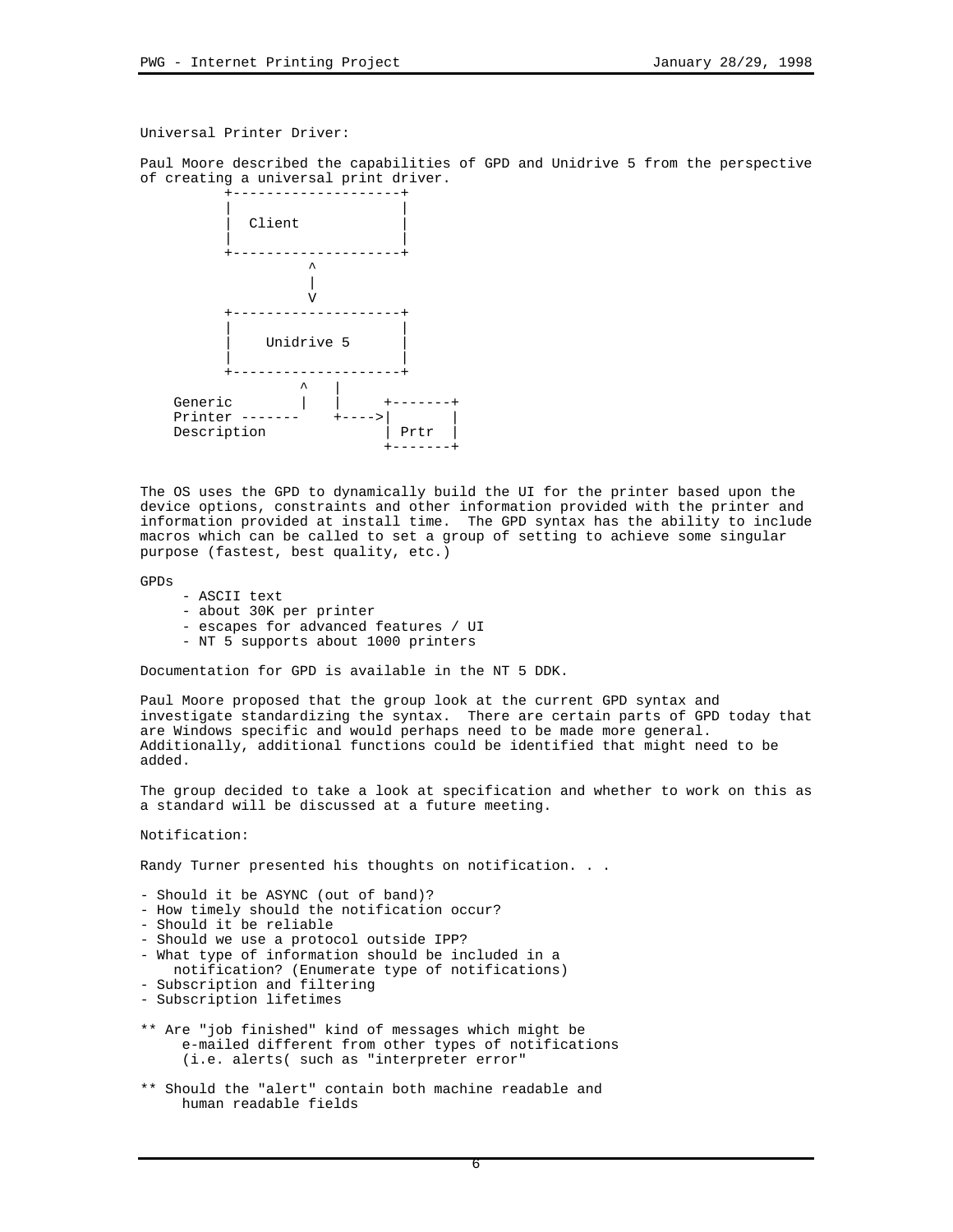Universal Printer Driver:

Paul Moore described the capabilities of GPD and Unidrive 5 from the perspective of creating a universal print driver.

```
          +--------------------+
          |                    |
          |  Client            |
          |                    |
          +--------------------+
                    ^
                    |
                    V
          +--------------------+
          |                    |
          |    Unidrive 5      |
          |                    |
          +--------------------+
                   ^   |
    Generic        |   |     +-------+
    Printer -------    +---->|       |
    Description              | Prtr  |
                             +-------+
```

The OS uses the GPD to dynamically build the UI for the printer based upon the device options, constraints and other information provided with the printer and information provided at install time. The GPD syntax has the ability to include macros which can be called to set a group of setting to achieve some singular purpose (fastest, best quality, etc.)

GPDs

- ASCII text
- about 30K per printer
- escapes for advanced features / UI
- NT 5 supports about 1000 printers

Documentation for GPD is available in the NT 5 DDK.

Paul Moore proposed that the group look at the current GPD syntax and investigate standardizing the syntax. There are certain parts of GPD today that are Windows specific and would perhaps need to be made more general. Additionally, additional functions could be identified that might need to be added.

The group decided to take a look at specification and whether to work on this as a standard will be discussed at a future meeting.

Notification:

Randy Turner presented his thoughts on notification. . .

- Should it be ASYNC (out of band)?
- How timely should the notification occur?
- Should it be reliable
- Should we use a protocol outside IPP?
- What type of information should be included in a notification? (Enumerate type of notifications)
- Subscription and filtering
- Subscription lifetimes

** Are "job finished" kind of messages which might be e-mailed different from other types of notifications (i.e. alerts( such as "interpreter error"

** Should the "alert" contain both machine readable and human readable fields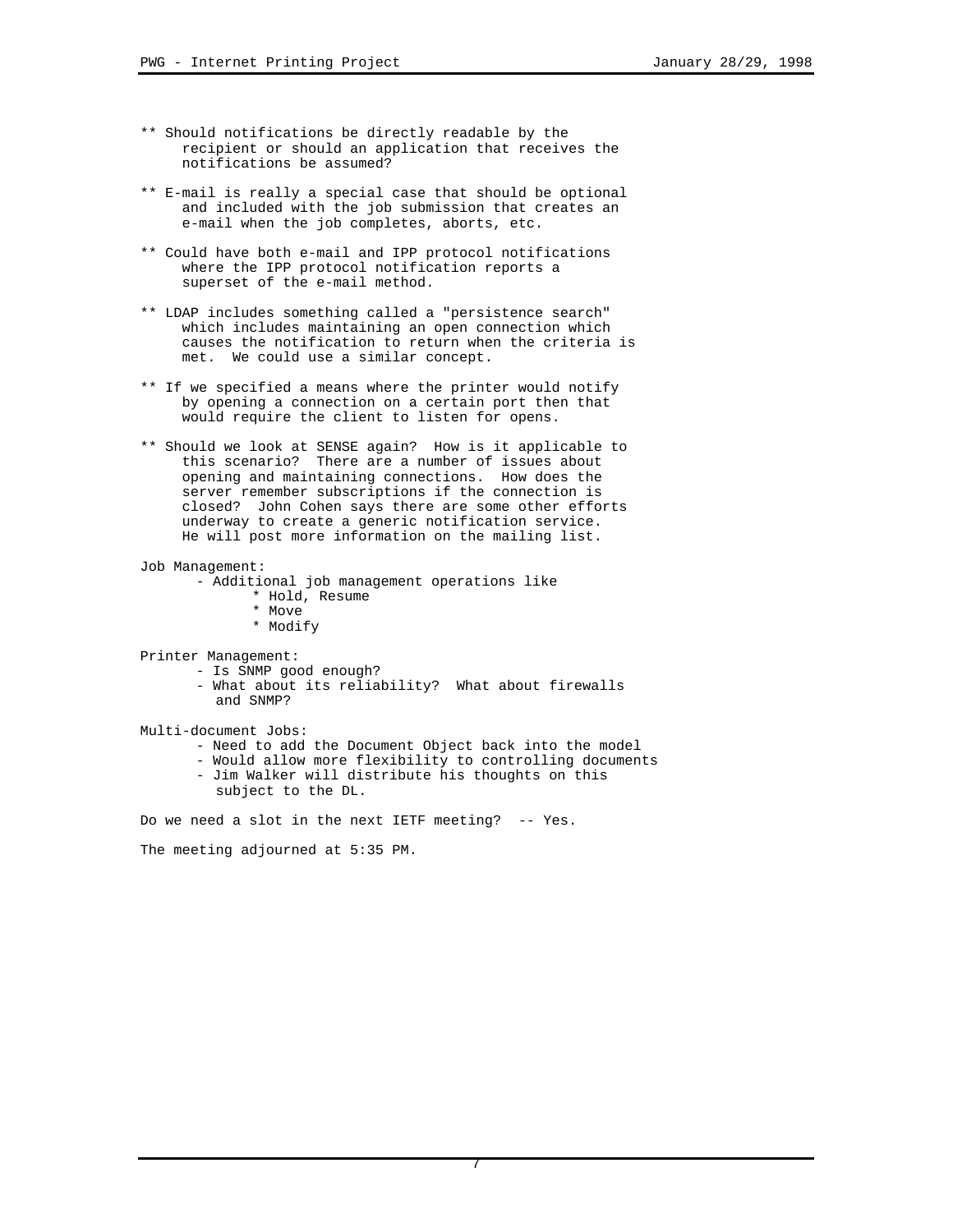** Should notifications be directly readable by the recipient or should an application that receives the notifications be assumed?

** E-mail is really a special case that should be optional and included with the job submission that creates an e-mail when the job completes, aborts, etc.

** Could have both e-mail and IPP protocol notifications where the IPP protocol notification reports a superset of the e-mail method.

** LDAP includes something called a "persistence search" which includes maintaining an open connection which causes the notification to return when the criteria is met. We could use a similar concept.

** If we specified a means where the printer would notify by opening a connection on a certain port then that would require the client to listen for opens.

** Should we look at SENSE again? How is it applicable to this scenario? There are a number of issues about opening and maintaining connections. How does the server remember subscriptions if the connection is closed? John Cohen says there are some other efforts underway to create a generic notification service. He will post more information on the mailing list.

Job Management:

- Additional job management operations like
  - Hold, Resume
  - Move
  - Modify

Printer Management:

- Is SNMP good enough?
- What about its reliability? What about firewalls and SNMP?

Multi-document Jobs:

- Need to add the Document Object back into the model
- Would allow more flexibility to controlling documents
- Jim Walker will distribute his thoughts on this subject to the DL.

Do we need a slot in the next IETF meeting? -- Yes.

The meeting adjourned at 5:35 PM.